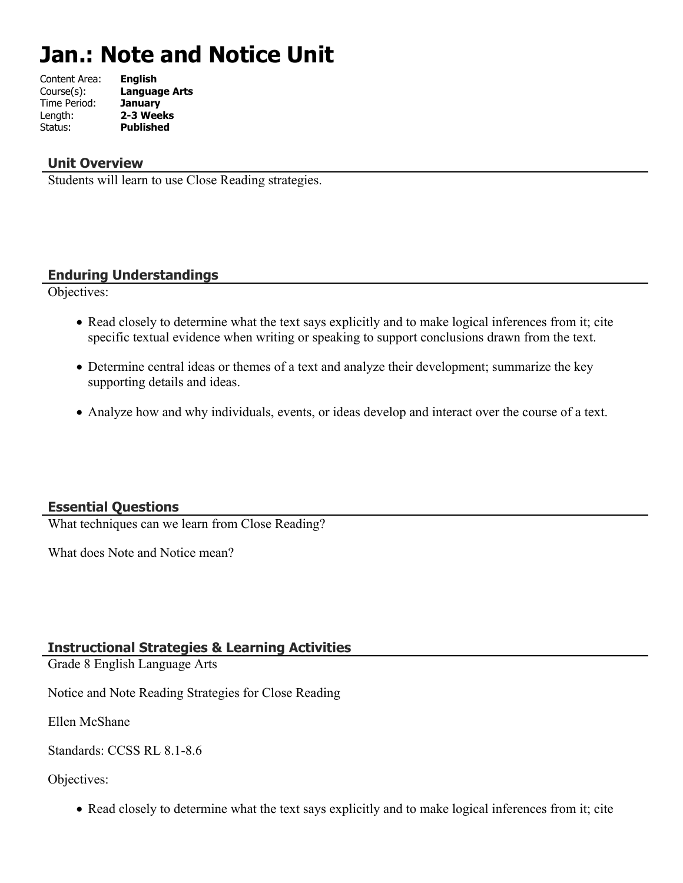# Jan.: Note and Notice Unit

Content Area: **English**
Course(s): **Language Arts**
Time Period: **January**
Length: **2-3 Weeks**
Status: **Published**

## Unit Overview

Students will learn to use Close Reading strategies.

## Enduring Understandings

Objectives:

- Read closely to determine what the text says explicitly and to make logical inferences from it; cite specific textual evidence when writing or speaking to support conclusions drawn from the text.
- Determine central ideas or themes of a text and analyze their development; summarize the key supporting details and ideas.
- Analyze how and why individuals, events, or ideas develop and interact over the course of a text.

## Essential Questions

What techniques can we learn from Close Reading?

What does Note and Notice mean?

## Instructional Strategies & Learning Activities

Grade 8 English Language Arts

Notice and Note Reading Strategies for Close Reading

Ellen McShane

Standards: CCSS RL 8.1-8.6

Objectives:

- Read closely to determine what the text says explicitly and to make logical inferences from it; cite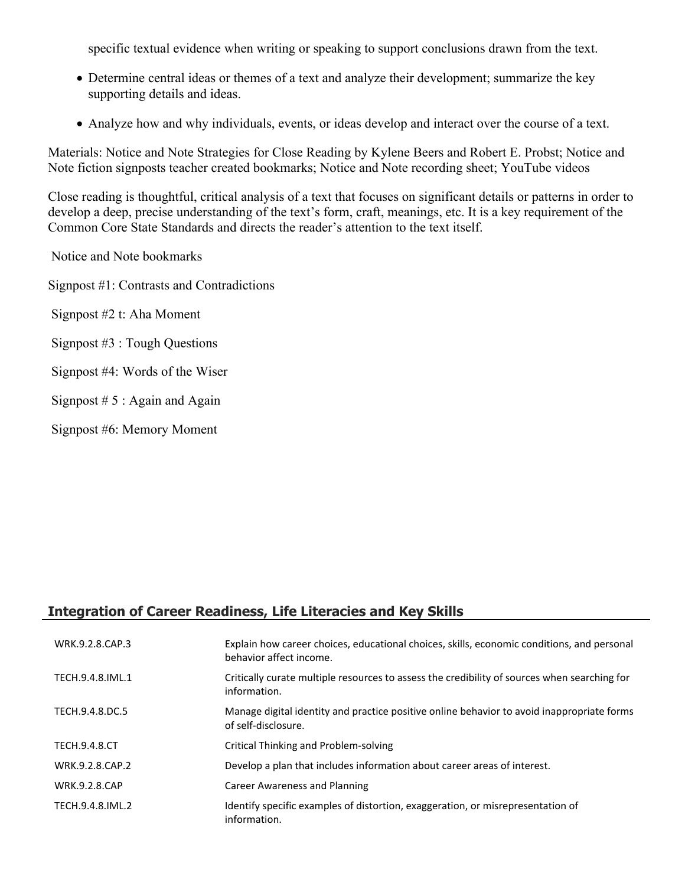specific textual evidence when writing or speaking to support conclusions drawn from the text.

- Determine central ideas or themes of a text and analyze their development; summarize the key supporting details and ideas.
- Analyze how and why individuals, events, or ideas develop and interact over the course of a text.

Materials: Notice and Note Strategies for Close Reading by Kylene Beers and Robert E. Probst; Notice and Note fiction signposts teacher created bookmarks; Notice and Note recording sheet; YouTube videos

Close reading is thoughtful, critical analysis of a text that focuses on significant details or patterns in order to develop a deep, precise understanding of the text's form, craft, meanings, etc. It is a key requirement of the Common Core State Standards and directs the reader's attention to the text itself.

Notice and Note bookmarks

Signpost #1: Contrasts and Contradictions

Signpost #2 t: Aha Moment

Signpost #3 : Tough Questions

Signpost #4: Words of the Wiser

Signpost # 5 : Again and Again

Signpost #6: Memory Moment

## Integration of Career Readiness, Life Literacies and Key Skills

| | |
|---|---|
| WRK.9.2.8.CAP.3 | Explain how career choices, educational choices, skills, economic conditions, and personal behavior affect income. |
| TECH.9.4.8.IML.1 | Critically curate multiple resources to assess the credibility of sources when searching for information. |
| TECH.9.4.8.DC.5 | Manage digital identity and practice positive online behavior to avoid inappropriate forms of self-disclosure. |
| TECH.9.4.8.CT | Critical Thinking and Problem-solving |
| WRK.9.2.8.CAP.2 | Develop a plan that includes information about career areas of interest. |
| WRK.9.2.8.CAP | Career Awareness and Planning |
| TECH.9.4.8.IML.2 | Identify specific examples of distortion, exaggeration, or misrepresentation of information. |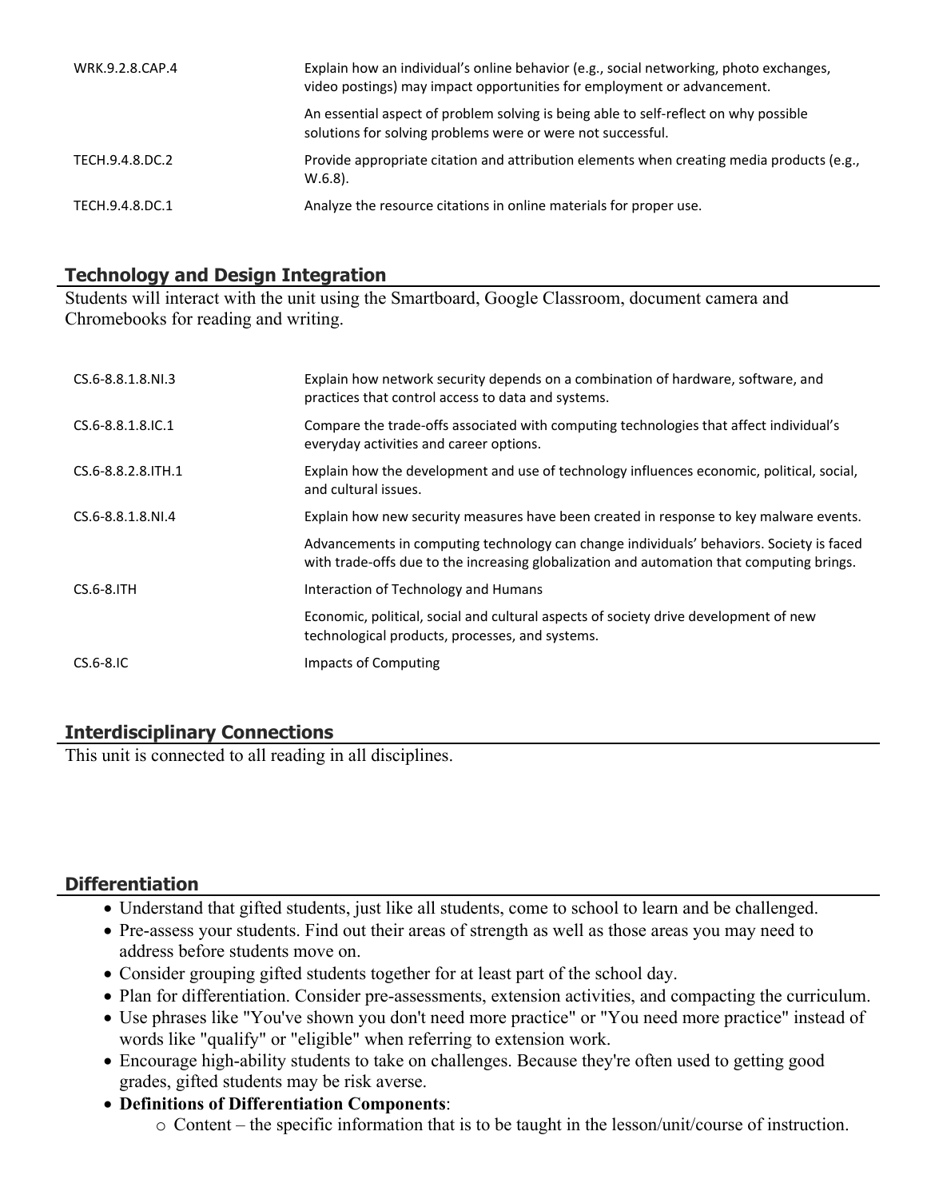| | |
|---|---|
| WRK.9.2.8.CAP.4 | Explain how an individual's online behavior (e.g., social networking, photo exchanges, video postings) may impact opportunities for employment or advancement. |
| | An essential aspect of problem solving is being able to self-reflect on why possible solutions for solving problems were or were not successful. |
| TECH.9.4.8.DC.2 | Provide appropriate citation and attribution elements when creating media products (e.g., W.6.8). |
| TECH.9.4.8.DC.1 | Analyze the resource citations in online materials for proper use. |

## Technology and Design Integration

Students will interact with the unit using the Smartboard, Google Classroom, document camera and Chromebooks for reading and writing.

| | |
|---|---|
| CS.6-8.8.1.8.NI.3 | Explain how network security depends on a combination of hardware, software, and practices that control access to data and systems. |
| CS.6-8.8.1.8.IC.1 | Compare the trade-offs associated with computing technologies that affect individual's everyday activities and career options. |
| CS.6-8.8.2.8.ITH.1 | Explain how the development and use of technology influences economic, political, social, and cultural issues. |
| CS.6-8.8.1.8.NI.4 | Explain how new security measures have been created in response to key malware events. |
| | Advancements in computing technology can change individuals' behaviors. Society is faced with trade-offs due to the increasing globalization and automation that computing brings. |
| CS.6-8.ITH | Interaction of Technology and Humans |
| | Economic, political, social and cultural aspects of society drive development of new technological products, processes, and systems. |
| CS.6-8.IC | Impacts of Computing |

## Interdisciplinary Connections

This unit is connected to all reading in all disciplines.

## Differentiation

- Understand that gifted students, just like all students, come to school to learn and be challenged.
- Pre-assess your students. Find out their areas of strength as well as those areas you may need to address before students move on.
- Consider grouping gifted students together for at least part of the school day.
- Plan for differentiation. Consider pre-assessments, extension activities, and compacting the curriculum.
- Use phrases like "You've shown you don't need more practice" or "You need more practice" instead of words like "qualify" or "eligible" when referring to extension work.
- Encourage high-ability students to take on challenges. Because they're often used to getting good grades, gifted students may be risk averse.
- **Definitions of Differentiation Components**:
  - Content – the specific information that is to be taught in the lesson/unit/course of instruction.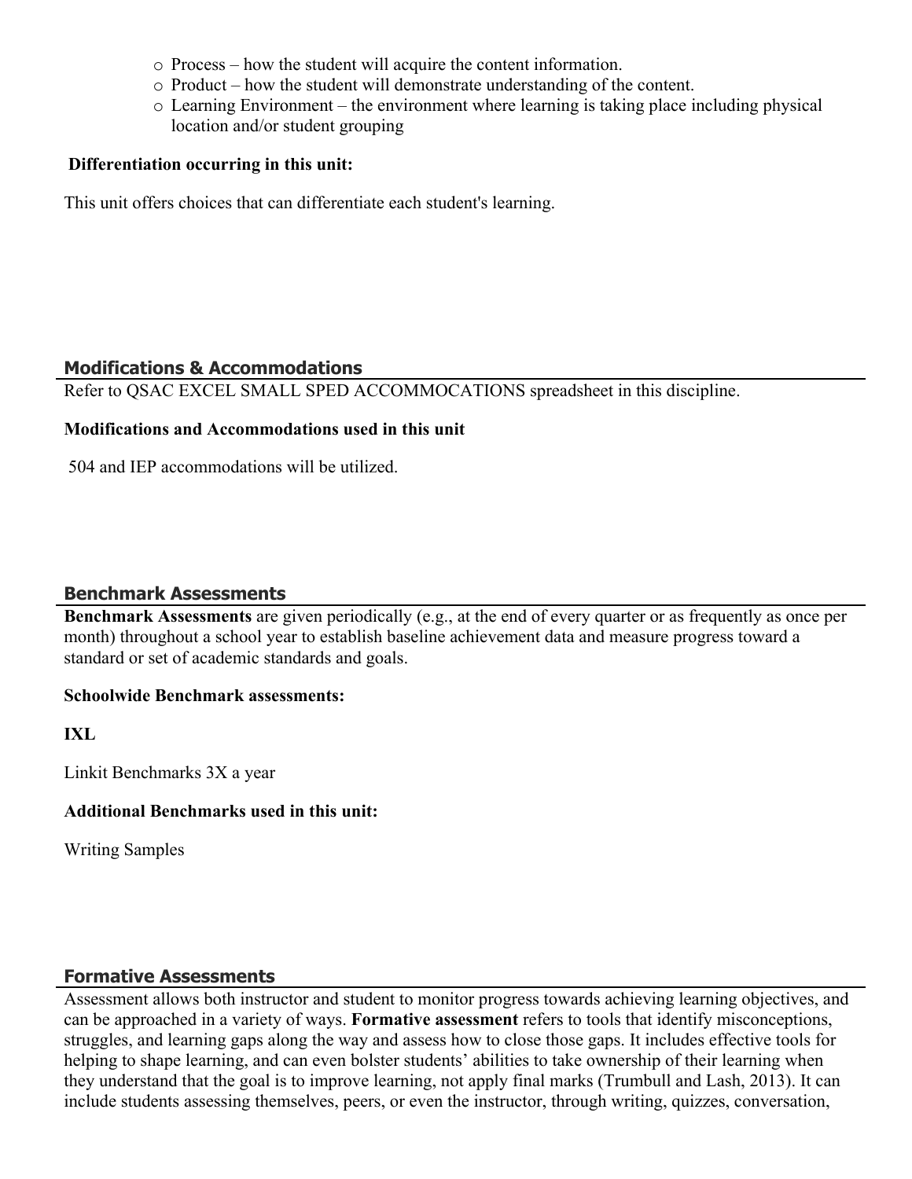- Process – how the student will acquire the content information.
- Product – how the student will demonstrate understanding of the content.
- Learning Environment – the environment where learning is taking place including physical location and/or student grouping

**Differentiation occurring in this unit:**

This unit offers choices that can differentiate each student's learning.

## Modifications & Accommodations

Refer to QSAC EXCEL SMALL SPED ACCOMMOCATIONS spreadsheet in this discipline.

**Modifications and Accommodations used in this unit**

504 and IEP accommodations will be utilized.

## Benchmark Assessments

**Benchmark Assessments** are given periodically (e.g., at the end of every quarter or as frequently as once per month) throughout a school year to establish baseline achievement data and measure progress toward a standard or set of academic standards and goals.

**Schoolwide Benchmark assessments:**

**IXL**

Linkit Benchmarks 3X a year

**Additional Benchmarks used in this unit:**

Writing Samples

## Formative Assessments

Assessment allows both instructor and student to monitor progress towards achieving learning objectives, and can be approached in a variety of ways. **Formative assessment** refers to tools that identify misconceptions, struggles, and learning gaps along the way and assess how to close those gaps. It includes effective tools for helping to shape learning, and can even bolster students' abilities to take ownership of their learning when they understand that the goal is to improve learning, not apply final marks (Trumbull and Lash, 2013). It can include students assessing themselves, peers, or even the instructor, through writing, quizzes, conversation,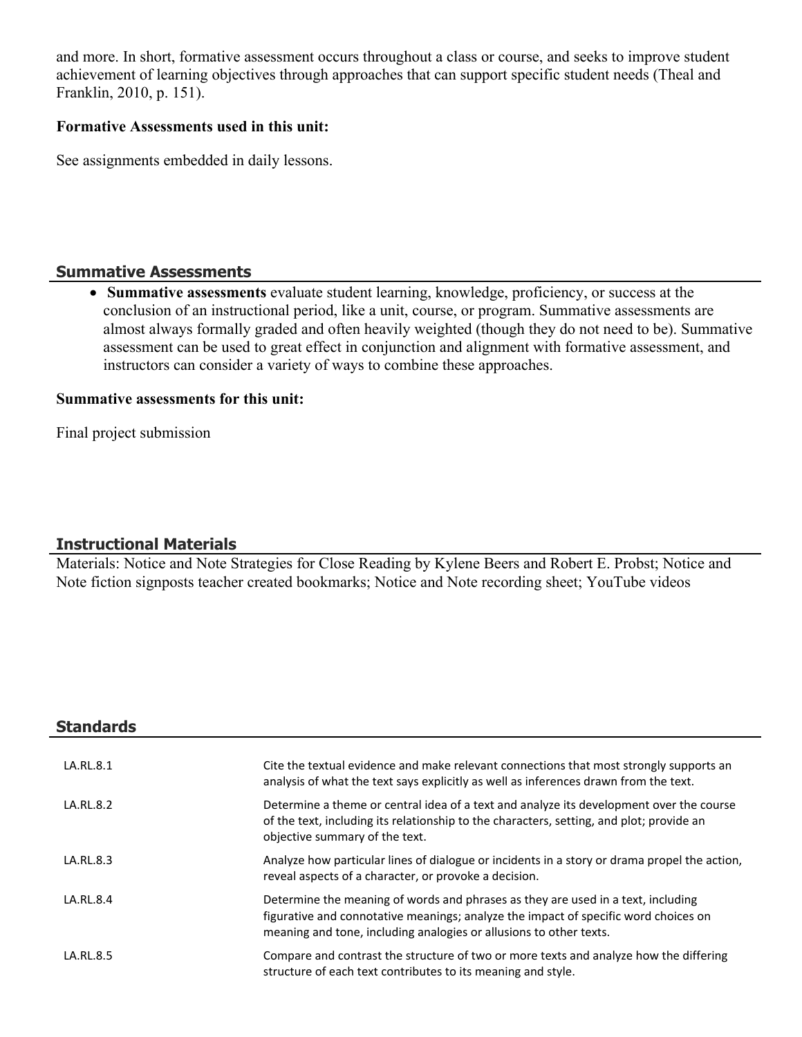and more. In short, formative assessment occurs throughout a class or course, and seeks to improve student achievement of learning objectives through approaches that can support specific student needs (Theal and Franklin, 2010, p. 151).

**Formative Assessments used in this unit:**

See assignments embedded in daily lessons.

## Summative Assessments

- **Summative assessments** evaluate student learning, knowledge, proficiency, or success at the conclusion of an instructional period, like a unit, course, or program. Summative assessments are almost always formally graded and often heavily weighted (though they do not need to be). Summative assessment can be used to great effect in conjunction and alignment with formative assessment, and instructors can consider a variety of ways to combine these approaches.

**Summative assessments for this unit:**

Final project submission

## Instructional Materials

Materials: Notice and Note Strategies for Close Reading by Kylene Beers and Robert E. Probst; Notice and Note fiction signposts teacher created bookmarks; Notice and Note recording sheet; YouTube videos

## Standards

| | |
|---|---|
| LA.RL.8.1 | Cite the textual evidence and make relevant connections that most strongly supports an analysis of what the text says explicitly as well as inferences drawn from the text. |
| LA.RL.8.2 | Determine a theme or central idea of a text and analyze its development over the course of the text, including its relationship to the characters, setting, and plot; provide an objective summary of the text. |
| LA.RL.8.3 | Analyze how particular lines of dialogue or incidents in a story or drama propel the action, reveal aspects of a character, or provoke a decision. |
| LA.RL.8.4 | Determine the meaning of words and phrases as they are used in a text, including figurative and connotative meanings; analyze the impact of specific word choices on meaning and tone, including analogies or allusions to other texts. |
| LA.RL.8.5 | Compare and contrast the structure of two or more texts and analyze how the differing structure of each text contributes to its meaning and style. |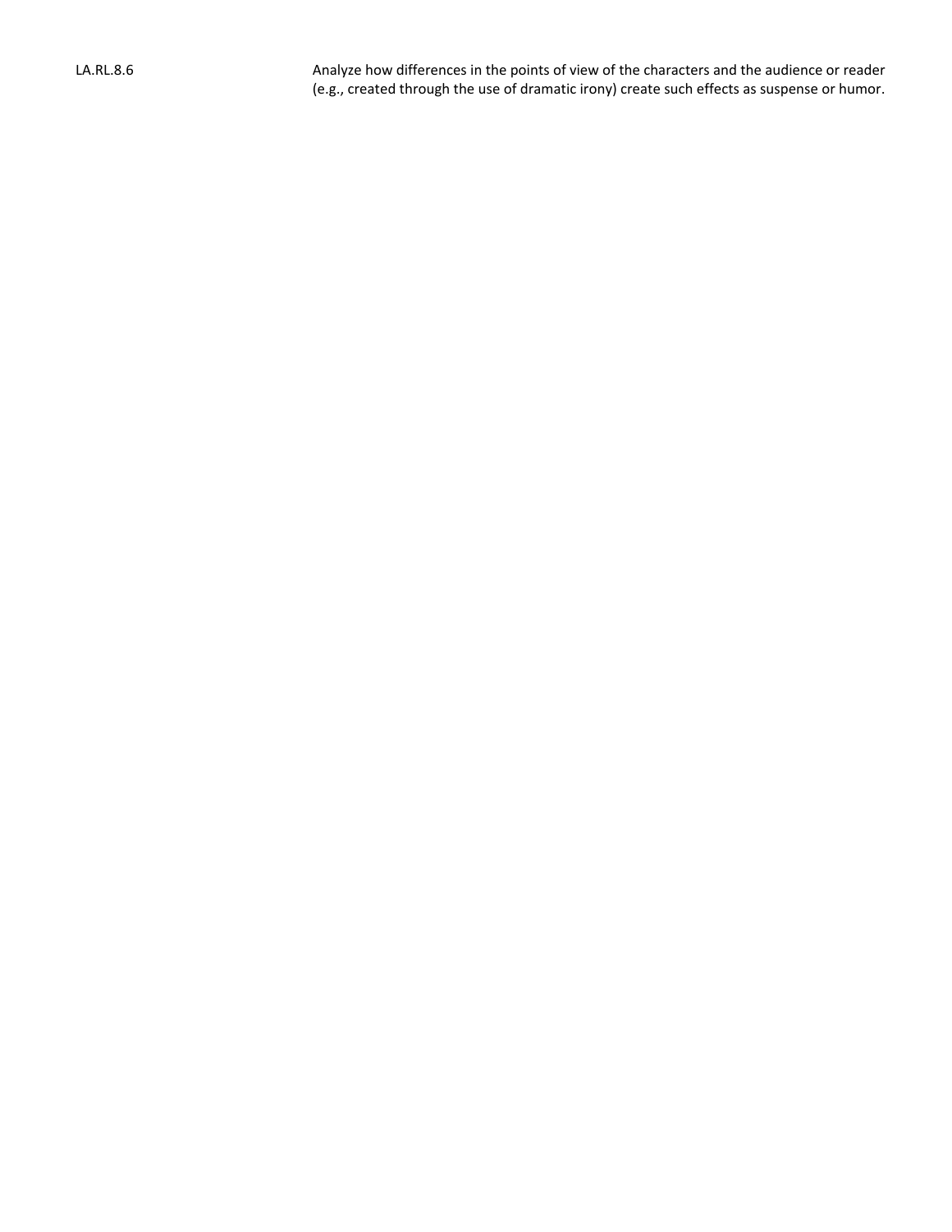| | |
|---|---|
| LA.RL.8.6 | Analyze how differences in the points of view of the characters and the audience or reader (e.g., created through the use of dramatic irony) create such effects as suspense or humor. |